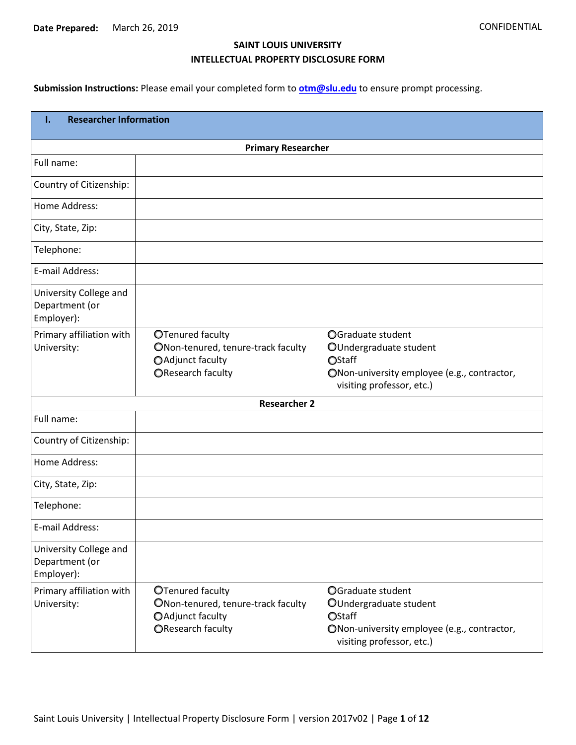**Date Prepared:** March 26, 2019 CONFIDENTIAL

**SAINT LOUIS UNIVERSITY**

**INTELLECTUAL PROPERTY DISCLOSURE FORM**

**Submission Instructions:** Please email your completed form to **otm@slu.edu** to ensure prompt processing.

## I. Researcher Information

| **Primary Researcher** | | |
|---|---|---|
| Full name: | | |
| Country of Citizenship: | | |
| Home Address: | | |
| City, State, Zip: | | |
| Telephone: | | |
| E-mail Address: | | |
| University College and Department (or Employer): | | |
| Primary affiliation with University: | ○Tenured faculty<br>○Non-tenured, tenure-track faculty<br>○Adjunct faculty<br>○Research faculty | ○Graduate student<br>○Undergraduate student<br>○Staff<br>○Non-university employee (e.g., contractor, visiting professor, etc.) |
| **Researcher 2** | | |
| Full name: | | |
| Country of Citizenship: | | |
| Home Address: | | |
| City, State, Zip: | | |
| Telephone: | | |
| E-mail Address: | | |
| University College and Department (or Employer): | | |
| Primary affiliation with University: | ○Tenured faculty<br>○Non-tenured, tenure-track faculty<br>○Adjunct faculty<br>○Research faculty | ○Graduate student<br>○Undergraduate student<br>○Staff<br>○Non-university employee (e.g., contractor, visiting professor, etc.) |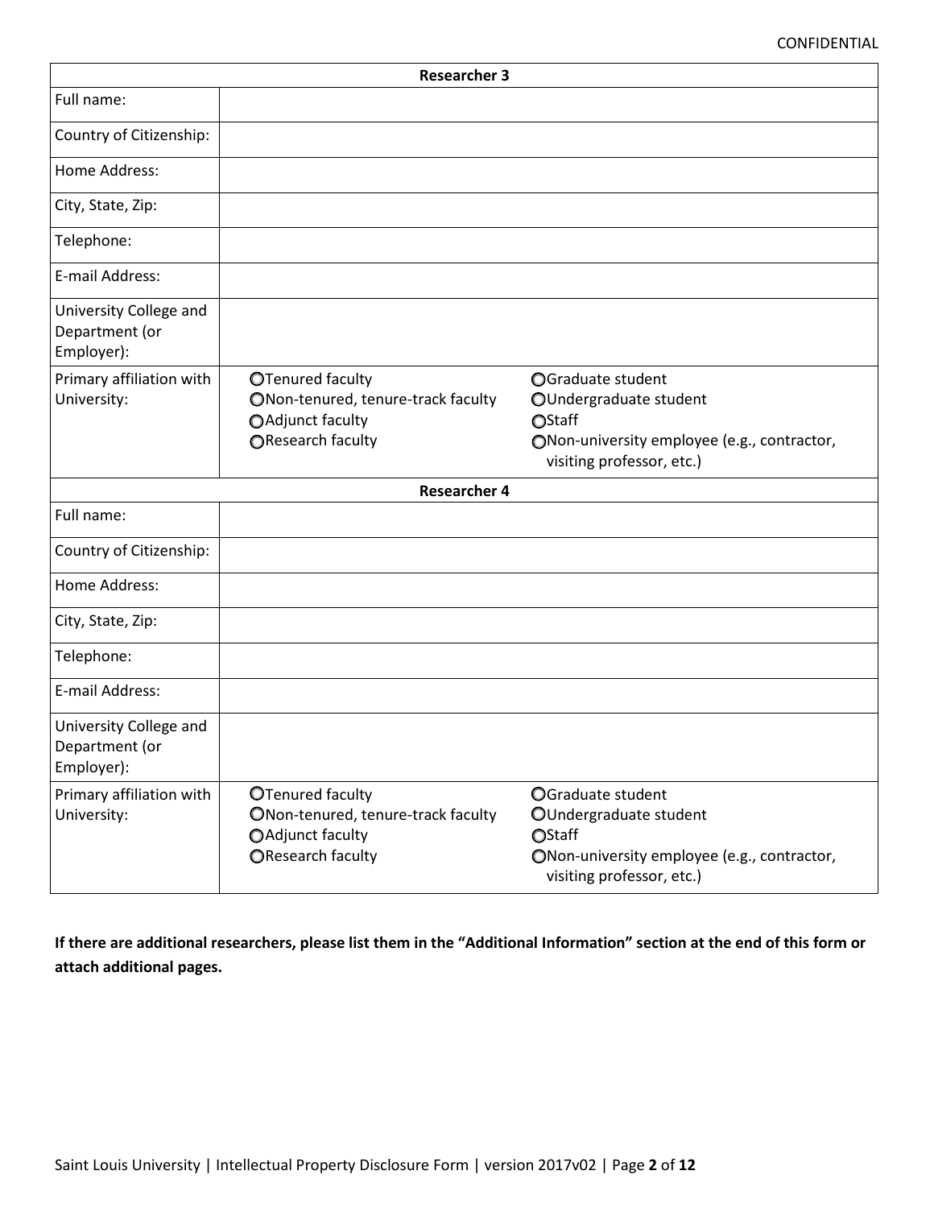CONFIDENTIAL

| Researcher 3 | | |
|---|---|---|
| Full name: | | |
| Country of Citizenship: | | |
| Home Address: | | |
| City, State, Zip: | | |
| Telephone: | | |
| E-mail Address: | | |
| University College and Department (or Employer): | | |
| Primary affiliation with University: | ○Tenured faculty<br>○Non-tenured, tenure-track faculty<br>○Adjunct faculty<br>○Research faculty | ○Graduate student<br>○Undergraduate student<br>○Staff<br>○Non-university employee (e.g., contractor, visiting professor, etc.) |

| Researcher 4 | | |
|---|---|---|
| Full name: | | |
| Country of Citizenship: | | |
| Home Address: | | |
| City, State, Zip: | | |
| Telephone: | | |
| E-mail Address: | | |
| University College and Department (or Employer): | | |
| Primary affiliation with University: | ○Tenured faculty<br>○Non-tenured, tenure-track faculty<br>○Adjunct faculty<br>○Research faculty | ○Graduate student<br>○Undergraduate student<br>○Staff<br>○Non-university employee (e.g., contractor, visiting professor, etc.) |

**If there are additional researchers, please list them in the "Additional Information" section at the end of this form or attach additional pages.**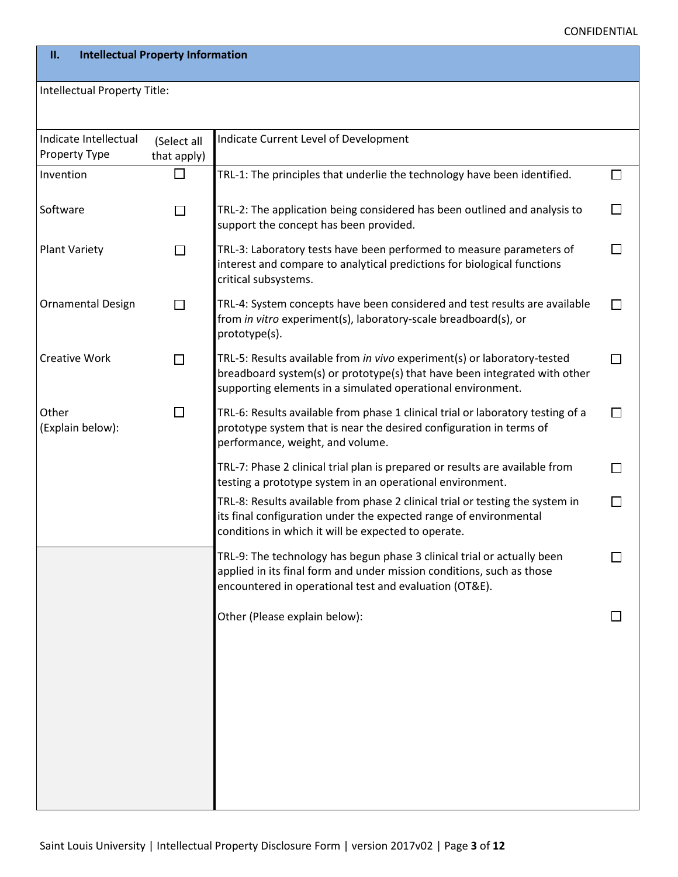## II. Intellectual Property Information

Intellectual Property Title:

| Indicate Intellectual Property Type | (Select all that apply) | Indicate Current Level of Development | |
|---|---|---|---|
| Invention | ☐ | TRL-1: The principles that underlie the technology have been identified. | ☐ |
| Software | ☐ | TRL-2: The application being considered has been outlined and analysis to support the concept has been provided. | ☐ |
| Plant Variety | ☐ | TRL-3: Laboratory tests have been performed to measure parameters of interest and compare to analytical predictions for biological functions critical subsystems. | ☐ |
| Ornamental Design | ☐ | TRL-4: System concepts have been considered and test results are available from *in vitro* experiment(s), laboratory-scale breadboard(s), or prototype(s). | ☐ |
| Creative Work | ☐ | TRL-5: Results available from *in vivo* experiment(s) or laboratory-tested breadboard system(s) or prototype(s) that have been integrated with other supporting elements in a simulated operational environment. | ☐ |
| Other (Explain below): | ☐ | TRL-6: Results available from phase 1 clinical trial or laboratory testing of a prototype system that is near the desired configuration in terms of performance, weight, and volume. | ☐ |
| | | TRL-7: Phase 2 clinical trial plan is prepared or results are available from testing a prototype system in an operational environment. | ☐ |
| | | TRL-8: Results available from phase 2 clinical trial or testing the system in its final configuration under the expected range of environmental conditions in which it will be expected to operate. | ☐ |
| | | TRL-9: The technology has begun phase 3 clinical trial or actually been applied in its final form and under mission conditions, such as those encountered in operational test and evaluation (OT&E). | ☐ |
| | | Other (Please explain below): | ☐ |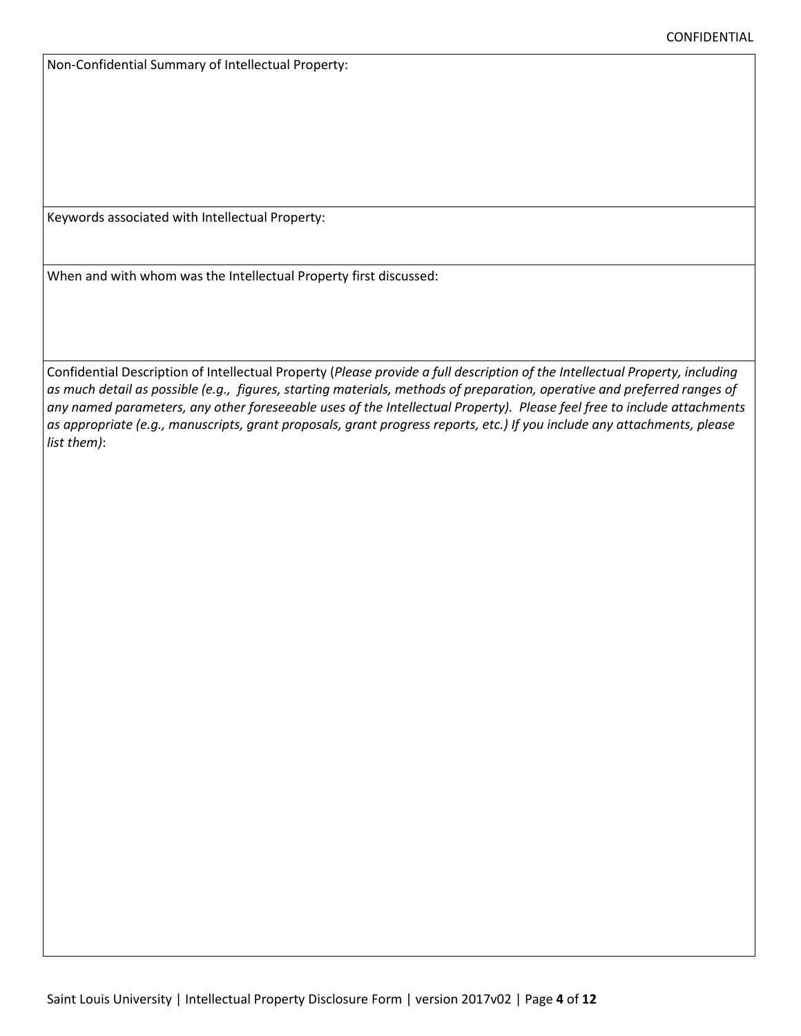Non-Confidential Summary of Intellectual Property:

Keywords associated with Intellectual Property:

When and with whom was the Intellectual Property first discussed:

Confidential Description of Intellectual Property (*Please provide a full description of the Intellectual Property, including as much detail as possible (e.g., figures, starting materials, methods of preparation, operative and preferred ranges of any named parameters, any other foreseeable uses of the Intellectual Property). Please feel free to include attachments as appropriate (e.g., manuscripts, grant proposals, grant progress reports, etc.) If you include any attachments, please list them)*: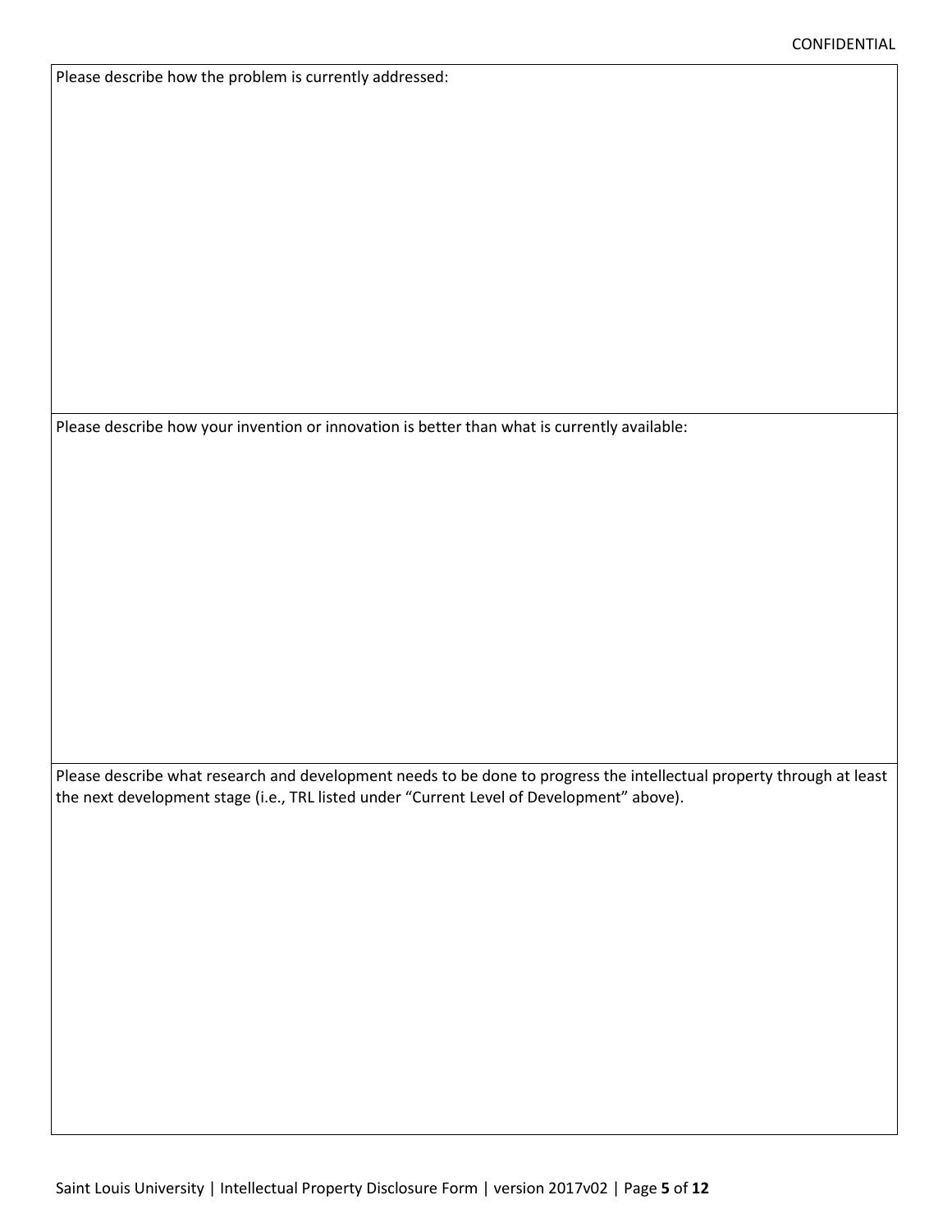Please describe how the problem is currently addressed:

Please describe how your invention or innovation is better than what is currently available:

Please describe what research and development needs to be done to progress the intellectual property through at least the next development stage (i.e., TRL listed under "Current Level of Development" above).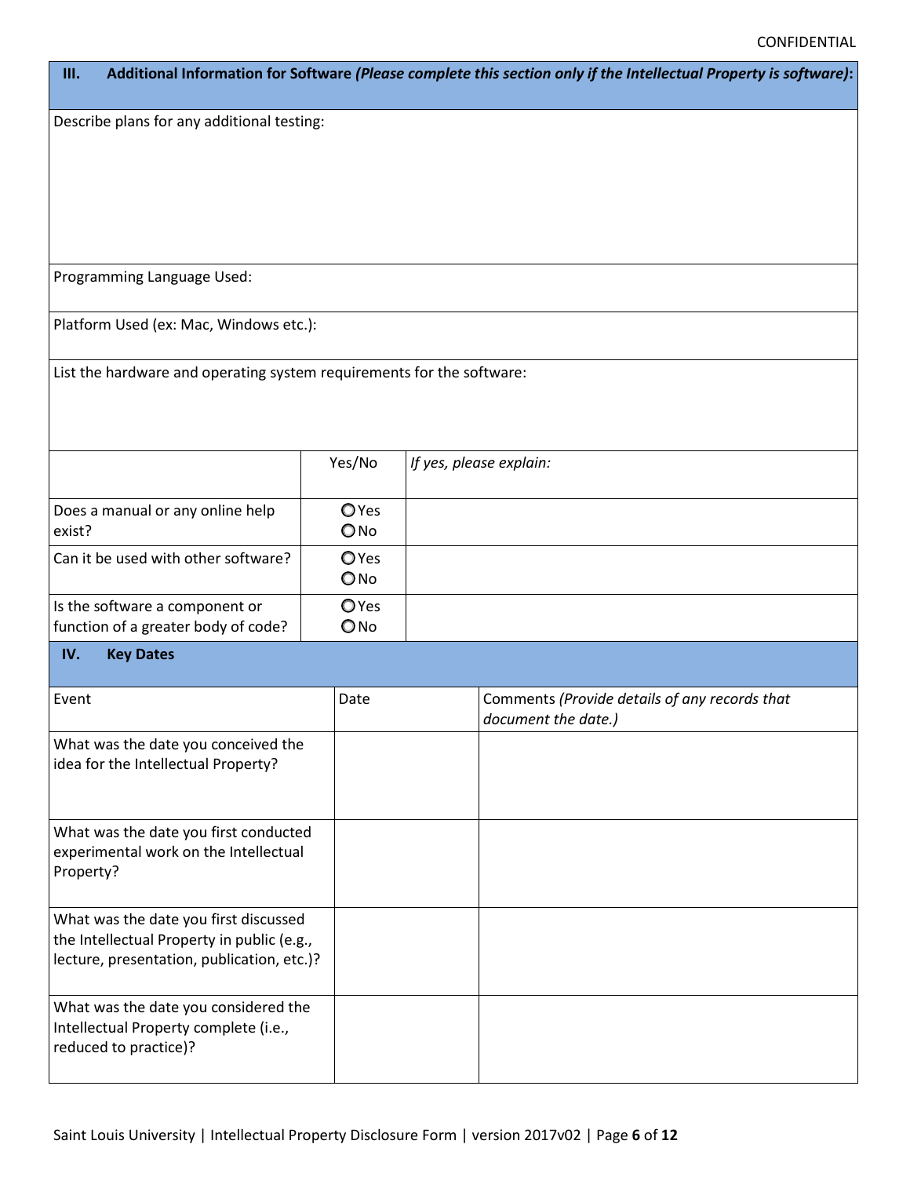## III. Additional Information for Software *(Please complete this section only if the Intellectual Property is software)*:

Describe plans for any additional testing:

Programming Language Used:

Platform Used (ex: Mac, Windows etc.):

List the hardware and operating system requirements for the software:

| | Yes/No | *If yes, please explain:* |
|---|---|---|
| Does a manual or any online help exist? | ○ Yes ○ No | |
| Can it be used with other software? | ○ Yes ○ No | |
| Is the software a component or function of a greater body of code? | ○ Yes ○ No | |

## IV. Key Dates

| Event | Date | Comments *(Provide details of any records that document the date.)* |
|---|---|---|
| What was the date you conceived the idea for the Intellectual Property? | | |
| What was the date you first conducted experimental work on the Intellectual Property? | | |
| What was the date you first discussed the Intellectual Property in public (e.g., lecture, presentation, publication, etc.)? | | |
| What was the date you considered the Intellectual Property complete (i.e., reduced to practice)? | | |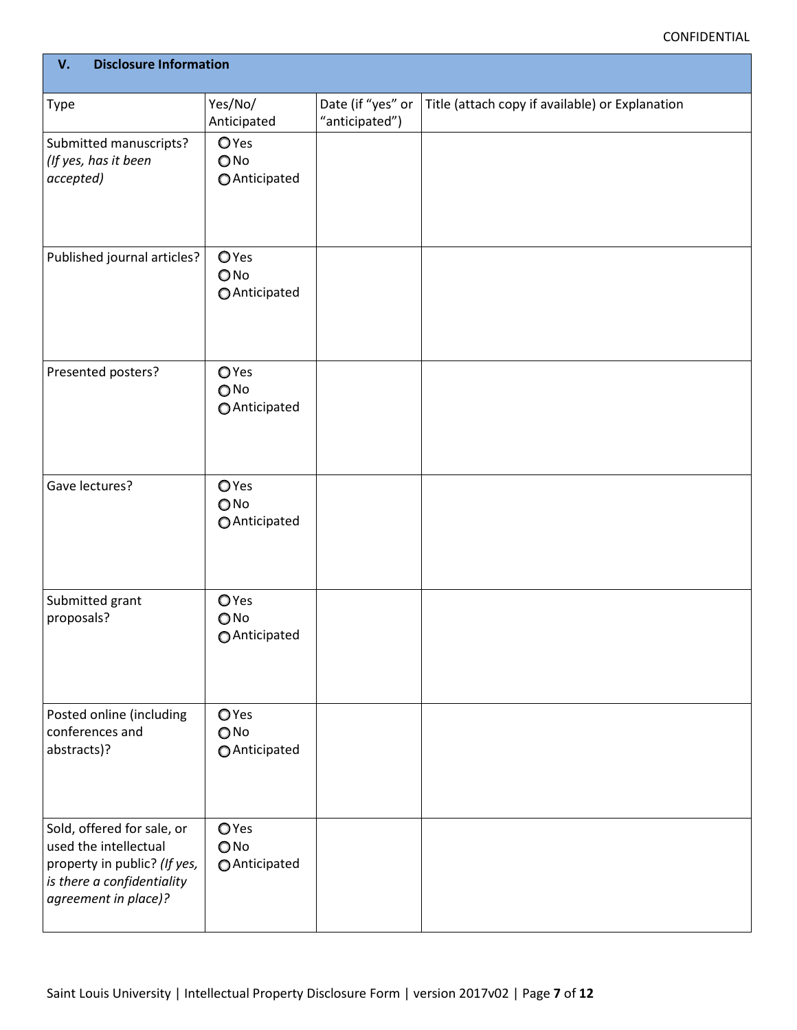CONFIDENTIAL

| V. Disclosure Information | | | |
|---|---|---|---|
| Type | Yes/No/ Anticipated | Date (if "yes" or "anticipated") | Title (attach copy if available) or Explanation |
| Submitted manuscripts? *(If yes, has it been accepted)* | ○ Yes ○ No ○ Anticipated | | |
| Published journal articles? | ○ Yes ○ No ○ Anticipated | | |
| Presented posters? | ○ Yes ○ No ○ Anticipated | | |
| Gave lectures? | ○ Yes ○ No ○ Anticipated | | |
| Submitted grant proposals? | ○ Yes ○ No ○ Anticipated | | |
| Posted online (including conferences and abstracts)? | ○ Yes ○ No ○ Anticipated | | |
| Sold, offered for sale, or used the intellectual property in public? *(If yes, is there a confidentiality agreement in place)?* | ○ Yes ○ No ○ Anticipated | | |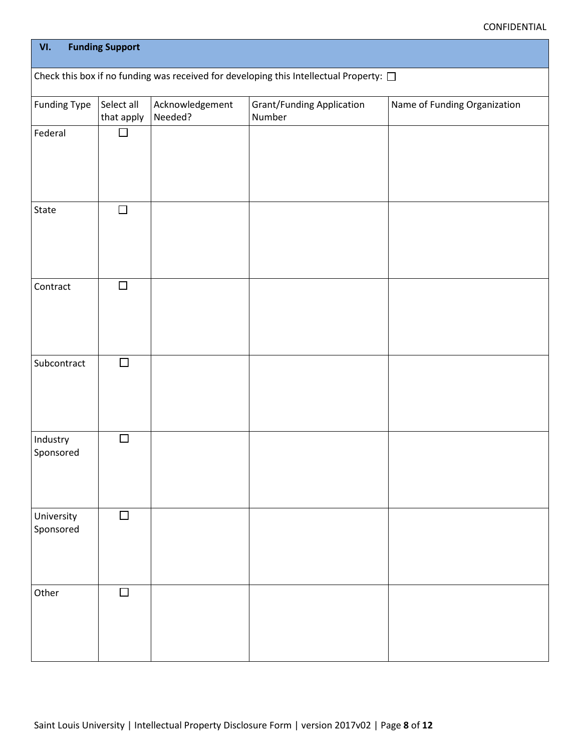## VI. Funding Support

Check this box if no funding was received for developing this Intellectual Property: ☐

| Funding Type | Select all that apply | Acknowledgement Needed? | Grant/Funding Application Number | Name of Funding Organization |
|---|---|---|---|---|
| Federal | ☐ | | | |
| State | ☐ | | | |
| Contract | ☐ | | | |
| Subcontract | ☐ | | | |
| Industry Sponsored | ☐ | | | |
| University Sponsored | ☐ | | | |
| Other | ☐ | | | |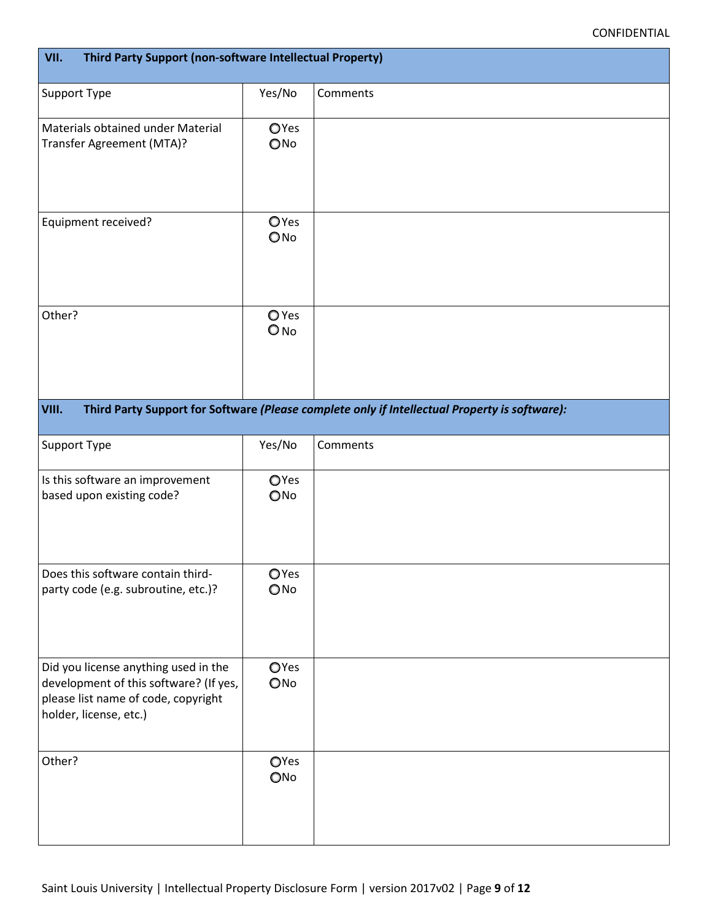CONFIDENTIAL

## VII. Third Party Support (non-software Intellectual Property)

| Support Type | Yes/No | Comments |
|---|---|---|
| Materials obtained under Material Transfer Agreement (MTA)? | ○Yes ○No | |
| Equipment received? | ○Yes ○No | |
| Other? | ○Yes ○No | |

## VIII. Third Party Support for Software *(Please complete only if Intellectual Property is software):*

| Support Type | Yes/No | Comments |
|---|---|---|
| Is this software an improvement based upon existing code? | ○Yes ○No | |
| Does this software contain third-party code (e.g. subroutine, etc.)? | ○Yes ○No | |
| Did you license anything used in the development of this software? (If yes, please list name of code, copyright holder, license, etc.) | ○Yes ○No | |
| Other? | ○Yes ○No | |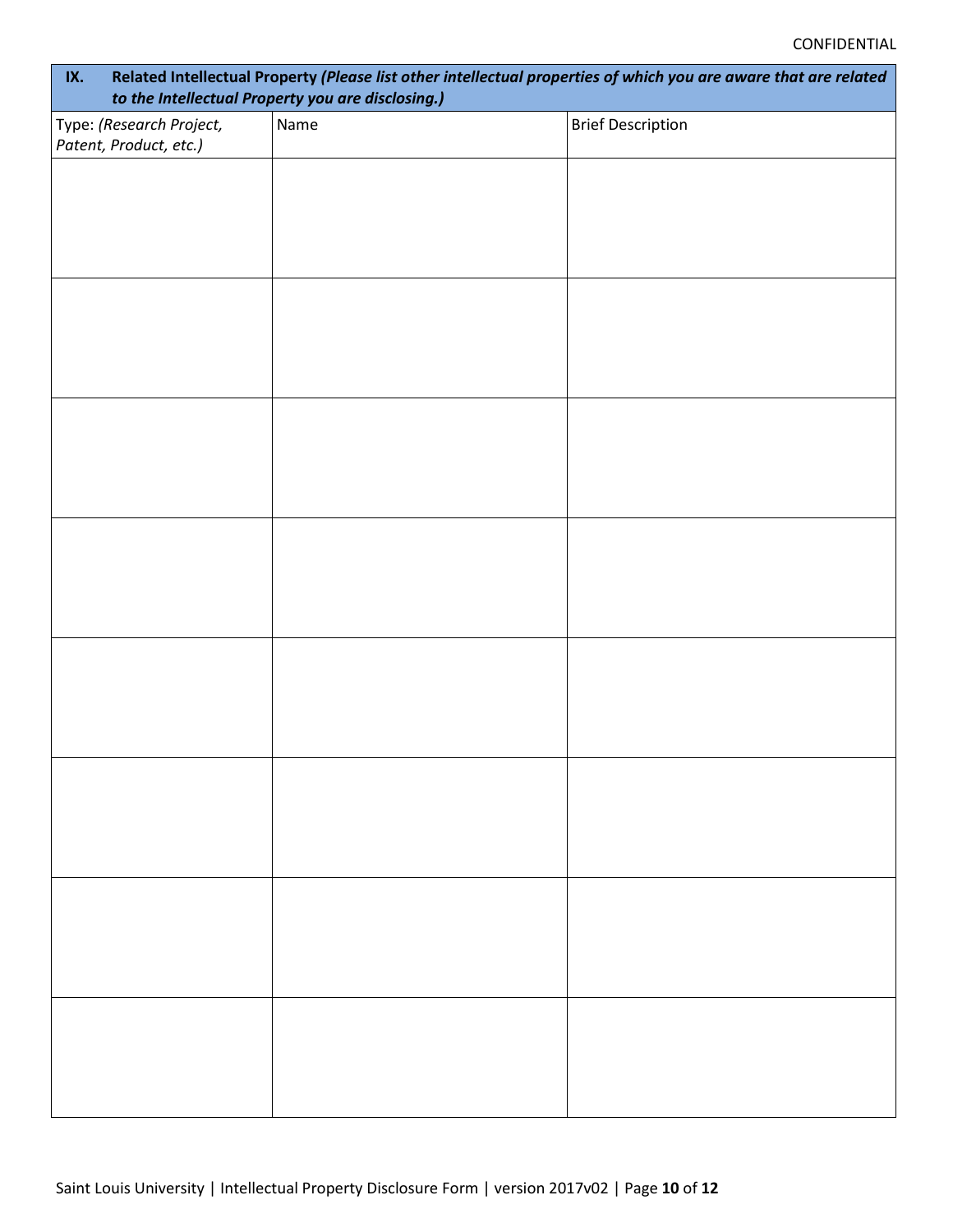## IX. Related Intellectual Property *(Please list other intellectual properties of which you are aware that are related to the Intellectual Property you are disclosing.)*

| Type: *(Research Project, Patent, Product, etc.)* | Name | Brief Description |
|---|---|---|
| | | |
| | | |
| | | |
| | | |
| | | |
| | | |
| | | |
| | | |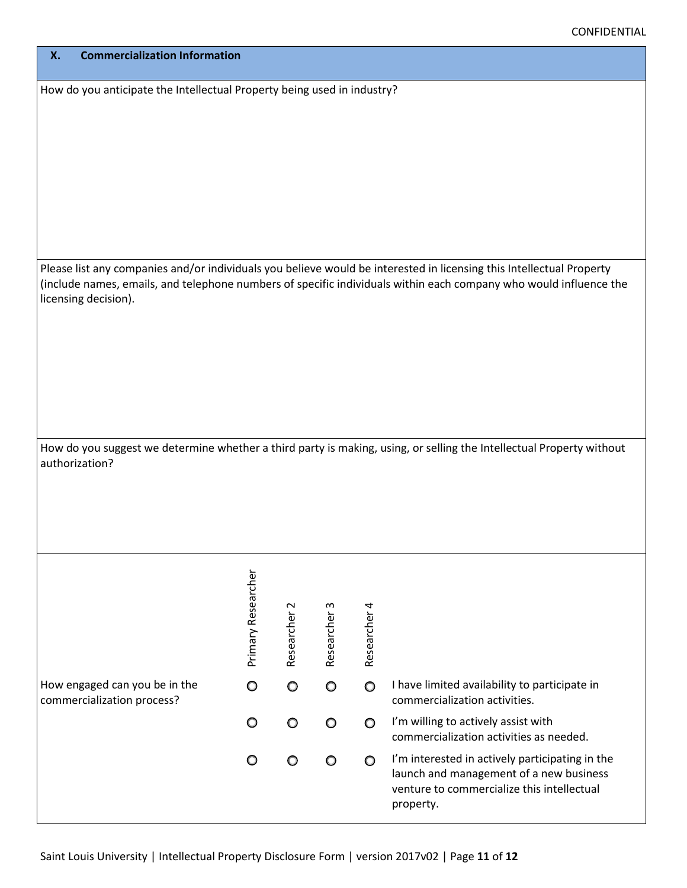## X. Commercialization Information

How do you anticipate the Intellectual Property being used in industry?

Please list any companies and/or individuals you believe would be interested in licensing this Intellectual Property (include names, emails, and telephone numbers of specific individuals within each company who would influence the licensing decision).

How do you suggest we determine whether a third party is making, using, or selling the Intellectual Property without authorization?

| | Primary Researcher | Researcher 2 | Researcher 3 | Researcher 4 | |
|---|---|---|---|---|---|
| How engaged can you be in the commercialization process? | ○ | ○ | ○ | ○ | I have limited availability to participate in commercialization activities. |
| | ○ | ○ | ○ | ○ | I'm willing to actively assist with commercialization activities as needed. |
| | ○ | ○ | ○ | ○ | I'm interested in actively participating in the launch and management of a new business venture to commercialize this intellectual property. |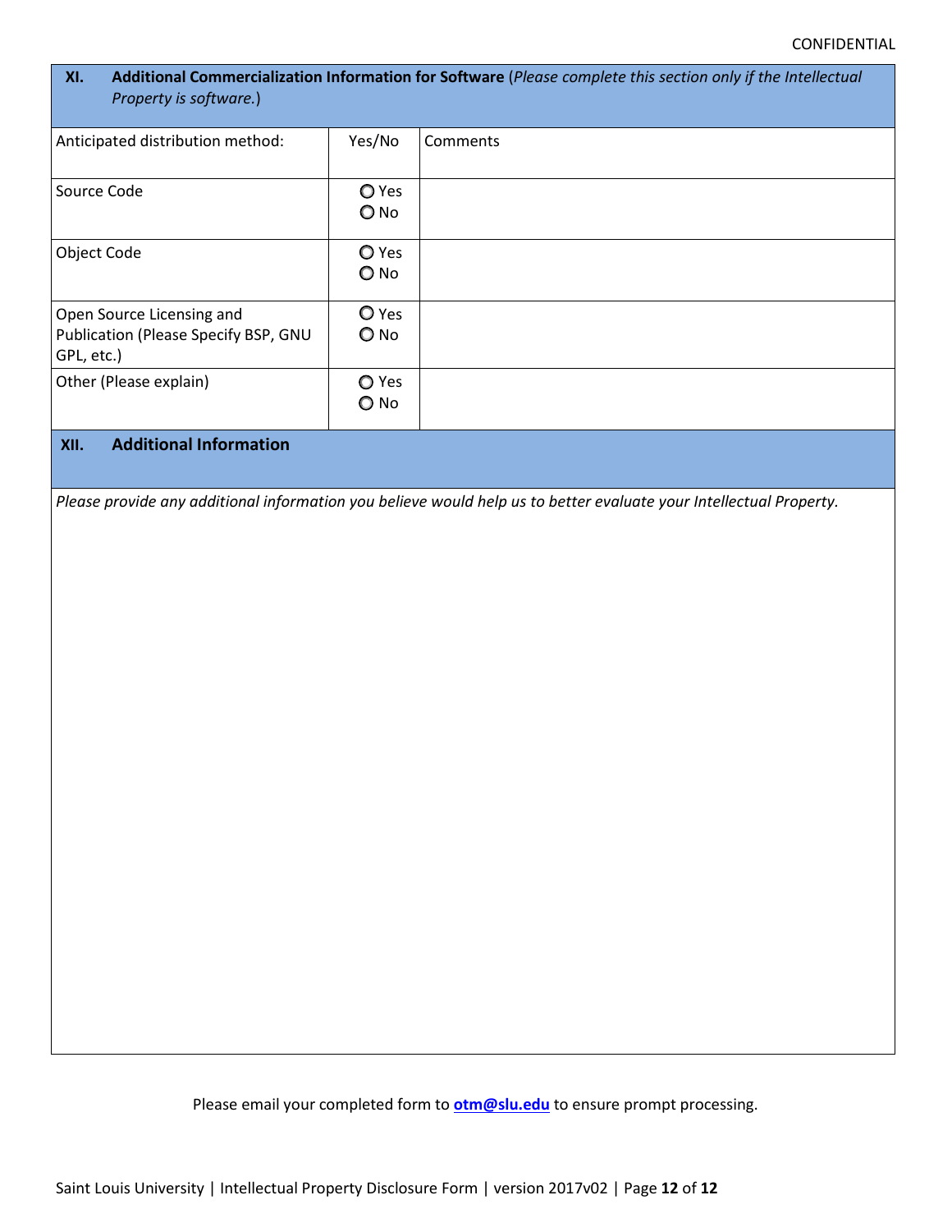## XI. Additional Commercialization Information for Software (*Please complete this section only if the Intellectual Property is software.*)

| Anticipated distribution method: | Yes/No | Comments |
|---|---|---|
| Source Code | ○ Yes<br>○ No | |
| Object Code | ○ Yes<br>○ No | |
| Open Source Licensing and Publication (Please Specify BSP, GNU GPL, etc.) | ○ Yes<br>○ No | |
| Other (Please explain) | ○ Yes<br>○ No | |

## XII. Additional Information

*Please provide any additional information you believe would help us to better evaluate your Intellectual Property.*

Please email your completed form to **otm@slu.edu** to ensure prompt processing.